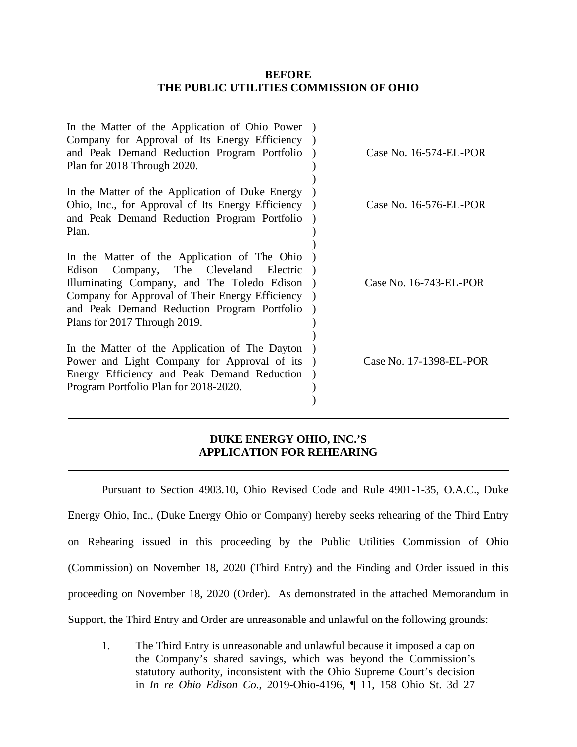**BEFORE**
**THE PUBLIC UTILITIES COMMISSION OF OHIO**

| | | |
|---|---|---|
| In the Matter of the Application of Ohio Power Company for Approval of Its Energy Efficiency and Peak Demand Reduction Program Portfolio Plan for 2018 Through 2020. | ) | Case No. 16-574-EL-POR |
| In the Matter of the Application of Duke Energy Ohio, Inc., for Approval of Its Energy Efficiency and Peak Demand Reduction Program Portfolio Plan. | ) | Case No. 16-576-EL-POR |
| In the Matter of the Application of The Ohio Edison Company, The Cleveland Electric Illuminating Company, and The Toledo Edison Company for Approval of Their Energy Efficiency and Peak Demand Reduction Program Portfolio Plans for 2017 Through 2019. | ) | Case No. 16-743-EL-POR |
| In the Matter of the Application of The Dayton Power and Light Company for Approval of its Energy Efficiency and Peak Demand Reduction Program Portfolio Plan for 2018-2020. | ) | Case No. 17-1398-EL-POR |

---

**DUKE ENERGY OHIO, INC.'S**
**APPLICATION FOR REHEARING**

---

Pursuant to Section 4903.10, Ohio Revised Code and Rule 4901-1-35, O.A.C., Duke Energy Ohio, Inc., (Duke Energy Ohio or Company) hereby seeks rehearing of the Third Entry on Rehearing issued in this proceeding by the Public Utilities Commission of Ohio (Commission) on November 18, 2020 (Third Entry) and the Finding and Order issued in this proceeding on November 18, 2020 (Order). As demonstrated in the attached Memorandum in Support, the Third Entry and Order are unreasonable and unlawful on the following grounds:

1. The Third Entry is unreasonable and unlawful because it imposed a cap on the Company's shared savings, which was beyond the Commission's statutory authority, inconsistent with the Ohio Supreme Court's decision in *In re Ohio Edison Co.*, 2019-Ohio-4196, ¶ 11, 158 Ohio St. 3d 27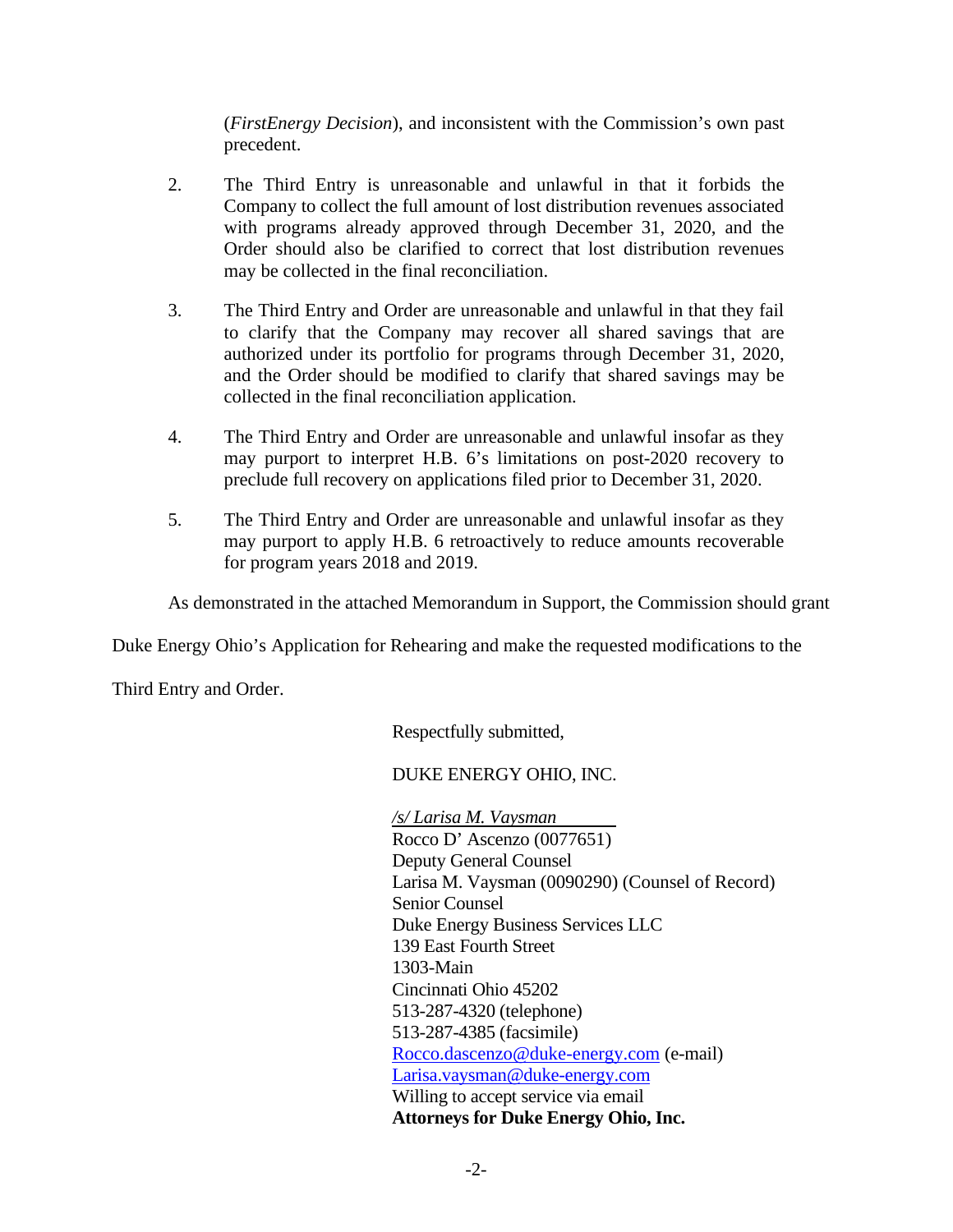(*FirstEnergy Decision*), and inconsistent with the Commission's own past precedent.

2. The Third Entry is unreasonable and unlawful in that it forbids the Company to collect the full amount of lost distribution revenues associated with programs already approved through December 31, 2020, and the Order should also be clarified to correct that lost distribution revenues may be collected in the final reconciliation.

3. The Third Entry and Order are unreasonable and unlawful in that they fail to clarify that the Company may recover all shared savings that are authorized under its portfolio for programs through December 31, 2020, and the Order should be modified to clarify that shared savings may be collected in the final reconciliation application.

4. The Third Entry and Order are unreasonable and unlawful insofar as they may purport to interpret H.B. 6's limitations on post-2020 recovery to preclude full recovery on applications filed prior to December 31, 2020.

5. The Third Entry and Order are unreasonable and unlawful insofar as they may purport to apply H.B. 6 retroactively to reduce amounts recoverable for program years 2018 and 2019.

As demonstrated in the attached Memorandum in Support, the Commission should grant Duke Energy Ohio's Application for Rehearing and make the requested modifications to the Third Entry and Order.

Respectfully submitted,

DUKE ENERGY OHIO, INC.

*/s/ Larisa M. Vaysman*  
Rocco D' Ascenzo (0077651)  
Deputy General Counsel  
Larisa M. Vaysman (0090290) (Counsel of Record)  
Senior Counsel  
Duke Energy Business Services LLC  
139 East Fourth Street  
1303-Main  
Cincinnati Ohio 45202  
513-287-4320 (telephone)  
513-287-4385 (facsimile)  
Rocco.dascenzo@duke-energy.com (e-mail)  
Larisa.vaysman@duke-energy.com  
Willing to accept service via email  
**Attorneys for Duke Energy Ohio, Inc.**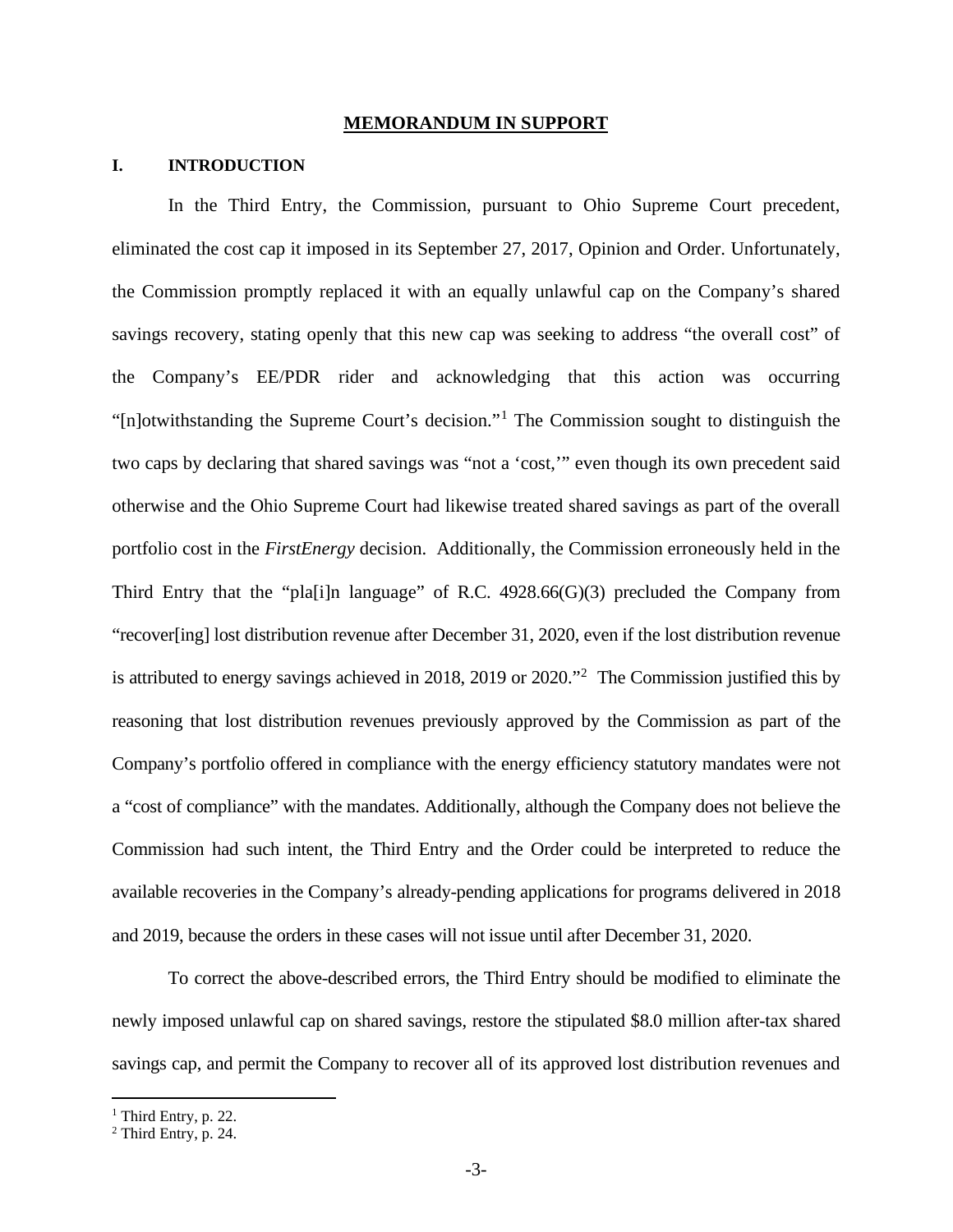## MEMORANDUM IN SUPPORT

### I. INTRODUCTION

In the Third Entry, the Commission, pursuant to Ohio Supreme Court precedent, eliminated the cost cap it imposed in its September 27, 2017, Opinion and Order. Unfortunately, the Commission promptly replaced it with an equally unlawful cap on the Company's shared savings recovery, stating openly that this new cap was seeking to address "the overall cost" of the Company's EE/PDR rider and acknowledging that this action was occurring "[n]otwithstanding the Supreme Court's decision."[1] The Commission sought to distinguish the two caps by declaring that shared savings was "not a 'cost,'" even though its own precedent said otherwise and the Ohio Supreme Court had likewise treated shared savings as part of the overall portfolio cost in the *FirstEnergy* decision. Additionally, the Commission erroneously held in the Third Entry that the "pla[i]n language" of R.C. 4928.66(G)(3) precluded the Company from "recover[ing] lost distribution revenue after December 31, 2020, even if the lost distribution revenue is attributed to energy savings achieved in 2018, 2019 or 2020."[2] The Commission justified this by reasoning that lost distribution revenues previously approved by the Commission as part of the Company's portfolio offered in compliance with the energy efficiency statutory mandates were not a "cost of compliance" with the mandates. Additionally, although the Company does not believe the Commission had such intent, the Third Entry and the Order could be interpreted to reduce the available recoveries in the Company's already-pending applications for programs delivered in 2018 and 2019, because the orders in these cases will not issue until after December 31, 2020.

To correct the above-described errors, the Third Entry should be modified to eliminate the newly imposed unlawful cap on shared savings, restore the stipulated $8.0 million after-tax shared savings cap, and permit the Company to recover all of its approved lost distribution revenues and

[1] Third Entry, p. 22.

[2] Third Entry, p. 24.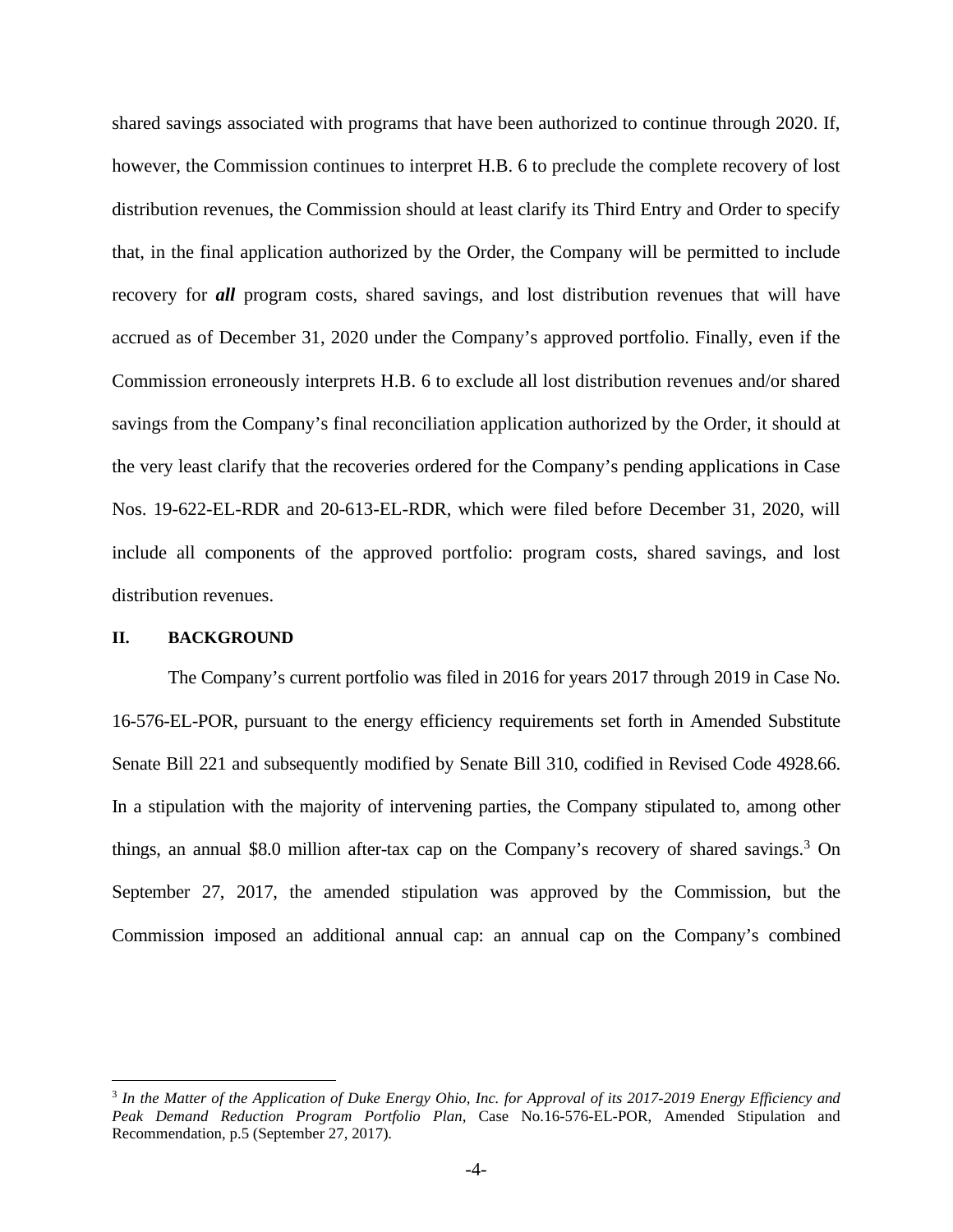shared savings associated with programs that have been authorized to continue through 2020. If, however, the Commission continues to interpret H.B. 6 to preclude the complete recovery of lost distribution revenues, the Commission should at least clarify its Third Entry and Order to specify that, in the final application authorized by the Order, the Company will be permitted to include recovery for ***all*** program costs, shared savings, and lost distribution revenues that will have accrued as of December 31, 2020 under the Company's approved portfolio. Finally, even if the Commission erroneously interprets H.B. 6 to exclude all lost distribution revenues and/or shared savings from the Company's final reconciliation application authorized by the Order, it should at the very least clarify that the recoveries ordered for the Company's pending applications in Case Nos. 19-622-EL-RDR and 20-613-EL-RDR, which were filed before December 31, 2020, will include all components of the approved portfolio: program costs, shared savings, and lost distribution revenues.

## II. BACKGROUND

The Company's current portfolio was filed in 2016 for years 2017 through 2019 in Case No. 16-576-EL-POR, pursuant to the energy efficiency requirements set forth in Amended Substitute Senate Bill 221 and subsequently modified by Senate Bill 310, codified in Revised Code 4928.66. In a stipulation with the majority of intervening parties, the Company stipulated to, among other things, an annual $8.0 million after-tax cap on the Company's recovery of shared savings.[3] On September 27, 2017, the amended stipulation was approved by the Commission, but the Commission imposed an additional annual cap: an annual cap on the Company's combined

---

[3] *In the Matter of the Application of Duke Energy Ohio, Inc. for Approval of its 2017-2019 Energy Efficiency and Peak Demand Reduction Program Portfolio Plan*, Case No.16-576-EL-POR, Amended Stipulation and Recommendation, p.5 (September 27, 2017).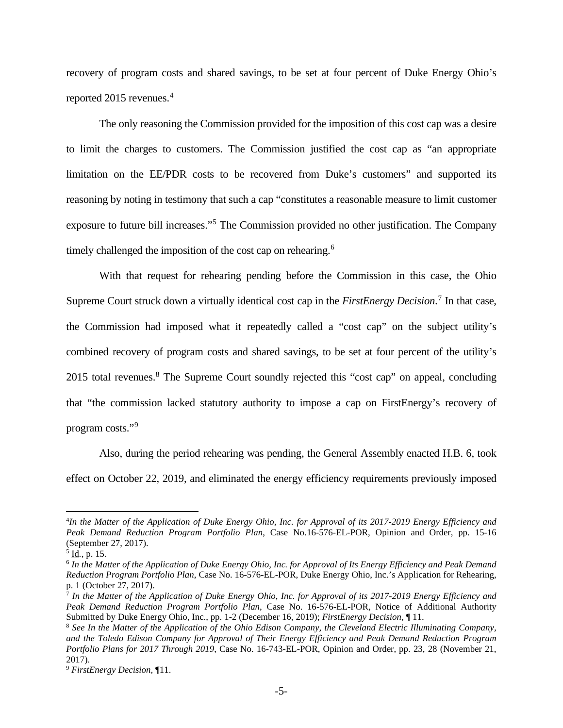recovery of program costs and shared savings, to be set at four percent of Duke Energy Ohio's reported 2015 revenues.[4]

The only reasoning the Commission provided for the imposition of this cost cap was a desire to limit the charges to customers. The Commission justified the cost cap as "an appropriate limitation on the EE/PDR costs to be recovered from Duke's customers" and supported its reasoning by noting in testimony that such a cap "constitutes a reasonable measure to limit customer exposure to future bill increases."[5] The Commission provided no other justification. The Company timely challenged the imposition of the cost cap on rehearing.[6]

With that request for rehearing pending before the Commission in this case, the Ohio Supreme Court struck down a virtually identical cost cap in the *FirstEnergy Decision.*[7] In that case, the Commission had imposed what it repeatedly called a "cost cap" on the subject utility's combined recovery of program costs and shared savings, to be set at four percent of the utility's 2015 total revenues.[8] The Supreme Court soundly rejected this "cost cap" on appeal, concluding that "the commission lacked statutory authority to impose a cap on FirstEnergy's recovery of program costs."[9]

Also, during the period rehearing was pending, the General Assembly enacted H.B. 6, took effect on October 22, 2019, and eliminated the energy efficiency requirements previously imposed

---

[4] *In the Matter of the Application of Duke Energy Ohio, Inc. for Approval of its 2017-2019 Energy Efficiency and Peak Demand Reduction Program Portfolio Plan*, Case No.16-576-EL-POR, Opinion and Order, pp. 15-16 (September 27, 2017).

[5] Id., p. 15.

[6] *In the Matter of the Application of Duke Energy Ohio, Inc. for Approval of Its Energy Efficiency and Peak Demand Reduction Program Portfolio Plan*, Case No. 16-576-EL-POR, Duke Energy Ohio, Inc.'s Application for Rehearing, p. 1 (October 27, 2017).

[7] *In the Matter of the Application of Duke Energy Ohio, Inc. for Approval of its 2017-2019 Energy Efficiency and Peak Demand Reduction Program Portfolio Plan*, Case No. 16-576-EL-POR, Notice of Additional Authority Submitted by Duke Energy Ohio, Inc., pp. 1-2 (December 16, 2019); *FirstEnergy Decision*, ¶ 11.

[8] *See In the Matter of the Application of the Ohio Edison Company, the Cleveland Electric Illuminating Company, and the Toledo Edison Company for Approval of Their Energy Efficiency and Peak Demand Reduction Program Portfolio Plans for 2017 Through 2019*, Case No. 16-743-EL-POR, Opinion and Order, pp. 23, 28 (November 21, 2017).

[9] *FirstEnergy Decision*, ¶11.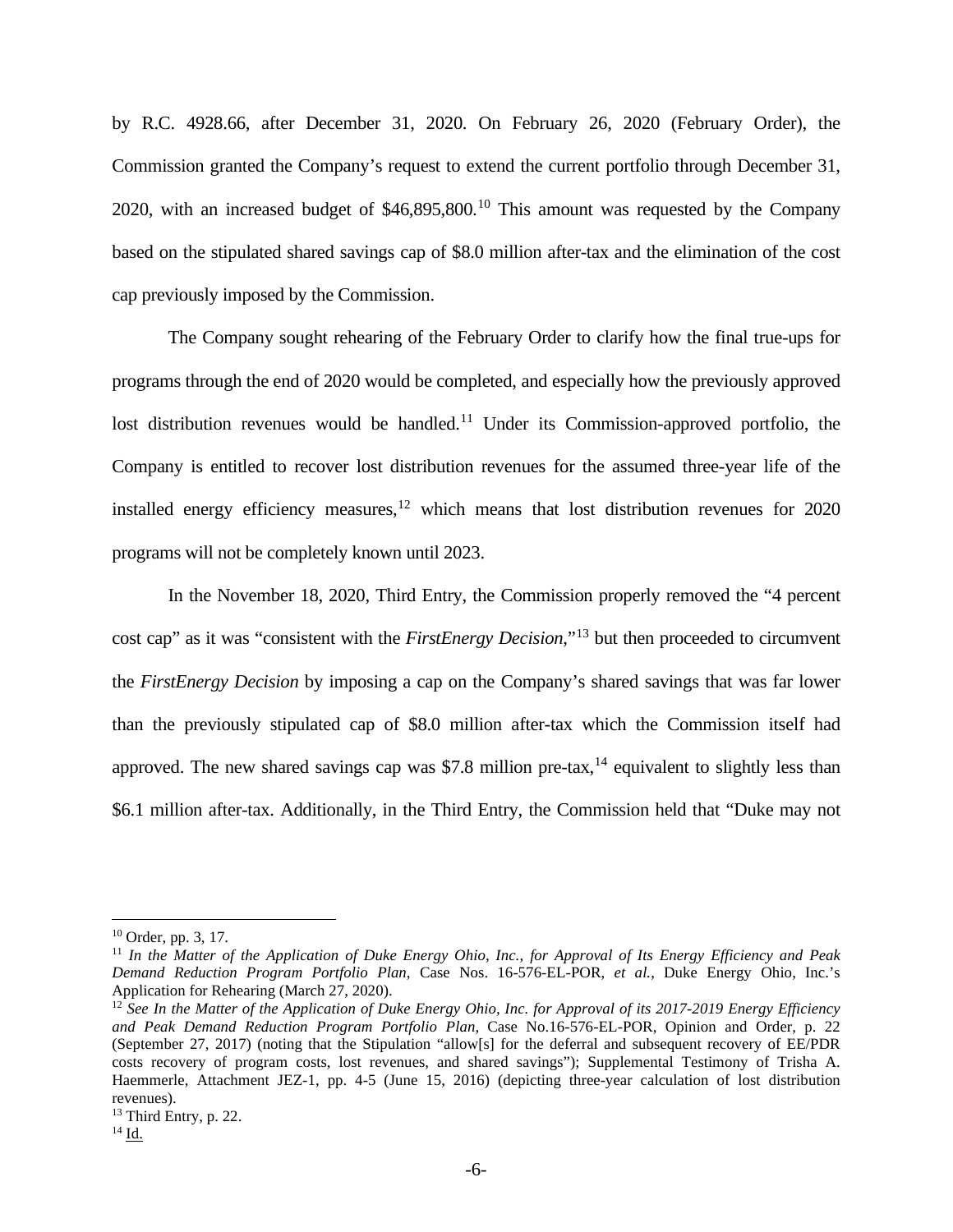by R.C. 4928.66, after December 31, 2020. On February 26, 2020 (February Order), the Commission granted the Company's request to extend the current portfolio through December 31, 2020, with an increased budget of $46,895,800.[10] This amount was requested by the Company based on the stipulated shared savings cap of $8.0 million after-tax and the elimination of the cost cap previously imposed by the Commission.

The Company sought rehearing of the February Order to clarify how the final true-ups for programs through the end of 2020 would be completed, and especially how the previously approved lost distribution revenues would be handled.[11] Under its Commission-approved portfolio, the Company is entitled to recover lost distribution revenues for the assumed three-year life of the installed energy efficiency measures,[12] which means that lost distribution revenues for 2020 programs will not be completely known until 2023.

In the November 18, 2020, Third Entry, the Commission properly removed the "4 percent cost cap" as it was "consistent with the *FirstEnergy Decision*,"[13] but then proceeded to circumvent the *FirstEnergy Decision* by imposing a cap on the Company's shared savings that was far lower than the previously stipulated cap of $8.0 million after-tax which the Commission itself had approved. The new shared savings cap was $7.8 million pre-tax,[14] equivalent to slightly less than $6.1 million after-tax. Additionally, in the Third Entry, the Commission held that "Duke may not

---

[10] Order, pp. 3, 17.

[11] *In the Matter of the Application of Duke Energy Ohio, Inc., for Approval of Its Energy Efficiency and Peak Demand Reduction Program Portfolio Plan*, Case Nos. 16-576-EL-POR, *et al.*, Duke Energy Ohio, Inc.'s Application for Rehearing (March 27, 2020).

[12] *See In the Matter of the Application of Duke Energy Ohio, Inc. for Approval of its 2017-2019 Energy Efficiency and Peak Demand Reduction Program Portfolio Plan*, Case No.16-576-EL-POR, Opinion and Order, p. 22 (September 27, 2017) (noting that the Stipulation "allow[s] for the deferral and subsequent recovery of EE/PDR costs recovery of program costs, lost revenues, and shared savings"); Supplemental Testimony of Trisha A. Haemmerle, Attachment JEZ-1, pp. 4-5 (June 15, 2016) (depicting three-year calculation of lost distribution revenues).

[13] Third Entry, p. 22.

[14] Id.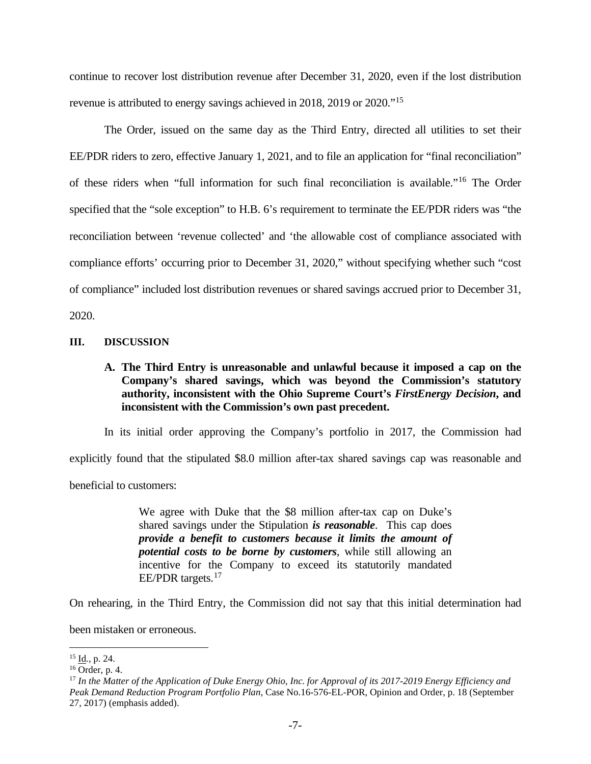continue to recover lost distribution revenue after December 31, 2020, even if the lost distribution revenue is attributed to energy savings achieved in 2018, 2019 or 2020."[15]

The Order, issued on the same day as the Third Entry, directed all utilities to set their EE/PDR riders to zero, effective January 1, 2021, and to file an application for "final reconciliation" of these riders when "full information for such final reconciliation is available."[16] The Order specified that the "sole exception" to H.B. 6's requirement to terminate the EE/PDR riders was "the reconciliation between 'revenue collected' and 'the allowable cost of compliance associated with compliance efforts' occurring prior to December 31, 2020," without specifying whether such "cost of compliance" included lost distribution revenues or shared savings accrued prior to December 31, 2020.

## III. DISCUSSION

### A. The Third Entry is unreasonable and unlawful because it imposed a cap on the Company's shared savings, which was beyond the Commission's statutory authority, inconsistent with the Ohio Supreme Court's *FirstEnergy Decision*, and inconsistent with the Commission's own past precedent.

In its initial order approving the Company's portfolio in 2017, the Commission had explicitly found that the stipulated $8.0 million after-tax shared savings cap was reasonable and beneficial to customers:

> We agree with Duke that the $8 million after-tax cap on Duke's shared savings under the Stipulation ***is reasonable***. This cap does ***provide a benefit to customers because it limits the amount of potential costs to be borne by customers***, while still allowing an incentive for the Company to exceed its statutorily mandated EE/PDR targets.[17]

On rehearing, in the Third Entry, the Commission did not say that this initial determination had been mistaken or erroneous.

---

[15] Id., p. 24.

[16] Order, p. 4.

[17] *In the Matter of the Application of Duke Energy Ohio, Inc. for Approval of its 2017-2019 Energy Efficiency and Peak Demand Reduction Program Portfolio Plan*, Case No.16-576-EL-POR, Opinion and Order, p. 18 (September 27, 2017) (emphasis added).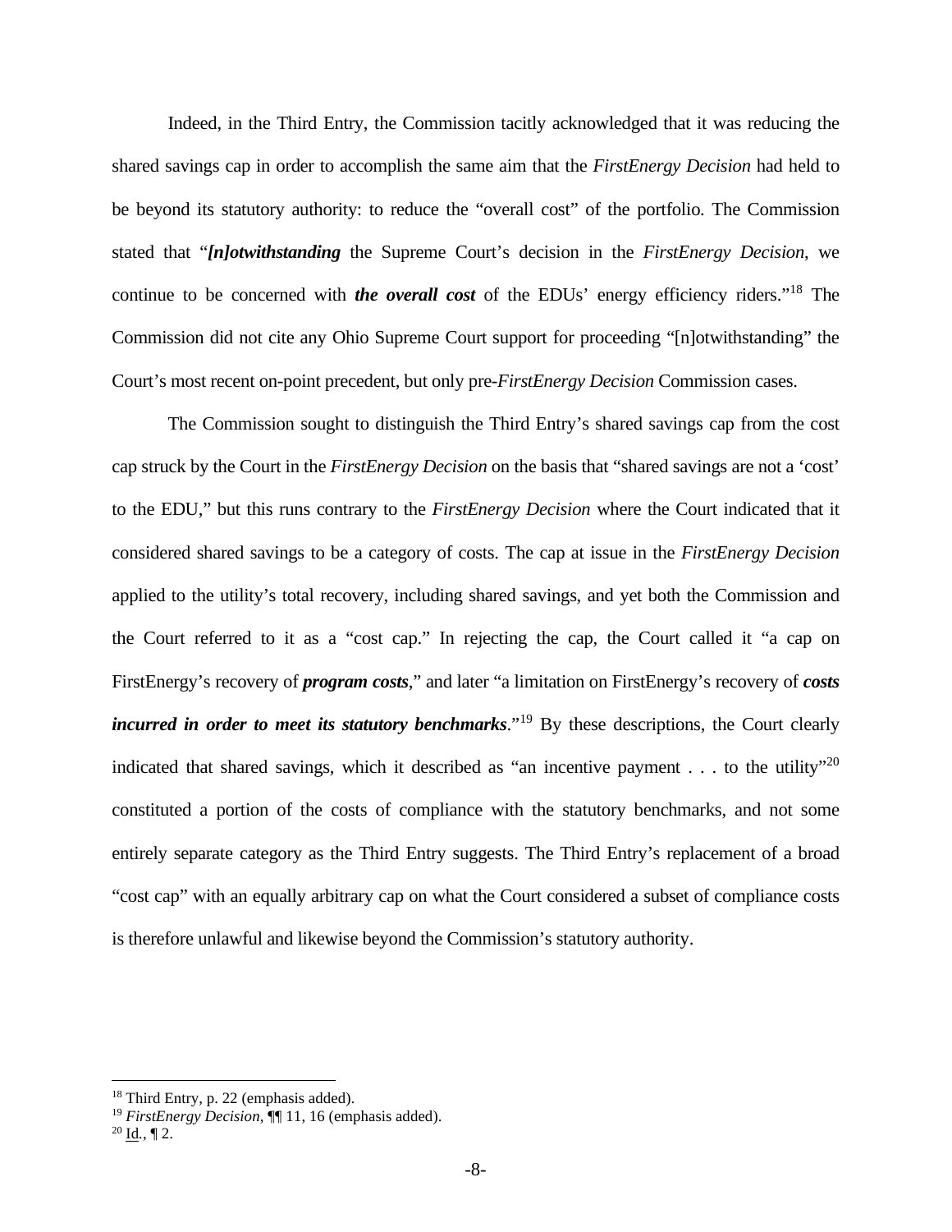Indeed, in the Third Entry, the Commission tacitly acknowledged that it was reducing the shared savings cap in order to accomplish the same aim that the *FirstEnergy Decision* had held to be beyond its statutory authority: to reduce the "overall cost" of the portfolio. The Commission stated that "***[n]otwithstanding*** the Supreme Court's decision in the *FirstEnergy Decision*, we continue to be concerned with ***the overall cost*** of the EDUs' energy efficiency riders."[18] The Commission did not cite any Ohio Supreme Court support for proceeding "[n]otwithstanding" the Court's most recent on-point precedent, but only pre-*FirstEnergy Decision* Commission cases.

The Commission sought to distinguish the Third Entry's shared savings cap from the cost cap struck by the Court in the *FirstEnergy Decision* on the basis that "shared savings are not a 'cost' to the EDU," but this runs contrary to the *FirstEnergy Decision* where the Court indicated that it considered shared savings to be a category of costs. The cap at issue in the *FirstEnergy Decision* applied to the utility's total recovery, including shared savings, and yet both the Commission and the Court referred to it as a "cost cap." In rejecting the cap, the Court called it "a cap on FirstEnergy's recovery of ***program costs***," and later "a limitation on FirstEnergy's recovery of ***costs incurred in order to meet its statutory benchmarks***."[19] By these descriptions, the Court clearly indicated that shared savings, which it described as "an incentive payment . . . to the utility"[20] constituted a portion of the costs of compliance with the statutory benchmarks, and not some entirely separate category as the Third Entry suggests. The Third Entry's replacement of a broad "cost cap" with an equally arbitrary cap on what the Court considered a subset of compliance costs is therefore unlawful and likewise beyond the Commission's statutory authority.

---

[18] Third Entry, p. 22 (emphasis added).

[19] *FirstEnergy Decision*, ¶¶ 11, 16 (emphasis added).

[20] Id., ¶ 2.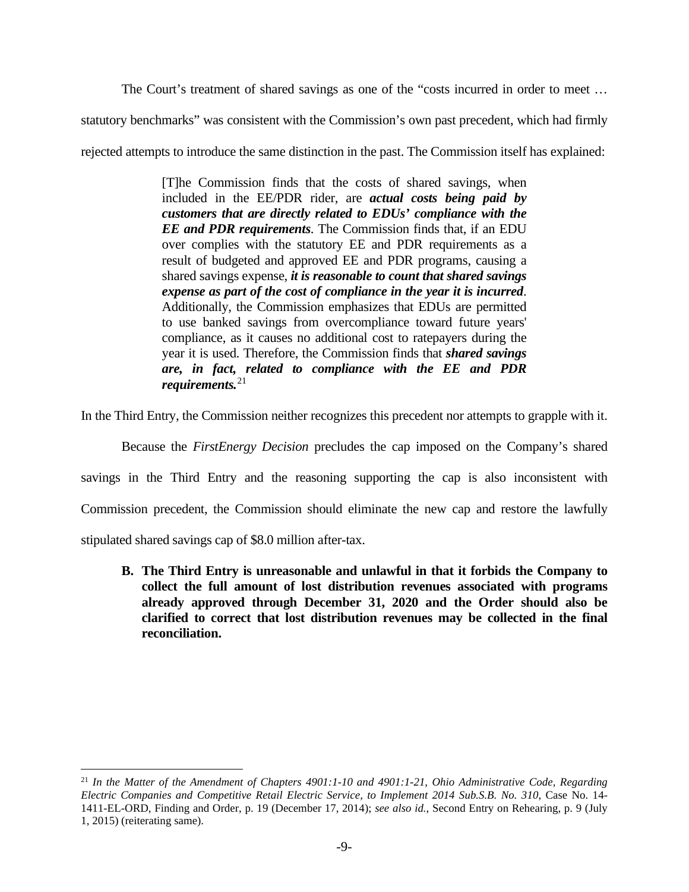The Court's treatment of shared savings as one of the "costs incurred in order to meet … statutory benchmarks" was consistent with the Commission's own past precedent, which had firmly rejected attempts to introduce the same distinction in the past. The Commission itself has explained:

> [T]he Commission finds that the costs of shared savings, when included in the EE/PDR rider, are ***actual costs being paid by customers that are directly related to EDUs' compliance with the EE and PDR requirements***. The Commission finds that, if an EDU over complies with the statutory EE and PDR requirements as a result of budgeted and approved EE and PDR programs, causing a shared savings expense, ***it is reasonable to count that shared savings expense as part of the cost of compliance in the year it is incurred***. Additionally, the Commission emphasizes that EDUs are permitted to use banked savings from overcompliance toward future years' compliance, as it causes no additional cost to ratepayers during the year it is used. Therefore, the Commission finds that ***shared savings are, in fact, related to compliance with the EE and PDR requirements.***[21]

In the Third Entry, the Commission neither recognizes this precedent nor attempts to grapple with it.

Because the *FirstEnergy Decision* precludes the cap imposed on the Company's shared savings in the Third Entry and the reasoning supporting the cap is also inconsistent with Commission precedent, the Commission should eliminate the new cap and restore the lawfully stipulated shared savings cap of $8.0 million after-tax.

**B. The Third Entry is unreasonable and unlawful in that it forbids the Company to collect the full amount of lost distribution revenues associated with programs already approved through December 31, 2020 and the Order should also be clarified to correct that lost distribution revenues may be collected in the final reconciliation.**

---

[21] *In the Matter of the Amendment of Chapters 4901:1-10 and 4901:1-21, Ohio Administrative Code, Regarding Electric Companies and Competitive Retail Electric Service, to Implement 2014 Sub.S.B. No. 310*, Case No. 14-1411-EL-ORD, Finding and Order, p. 19 (December 17, 2014); *see also id.*, Second Entry on Rehearing, p. 9 (July 1, 2015) (reiterating same).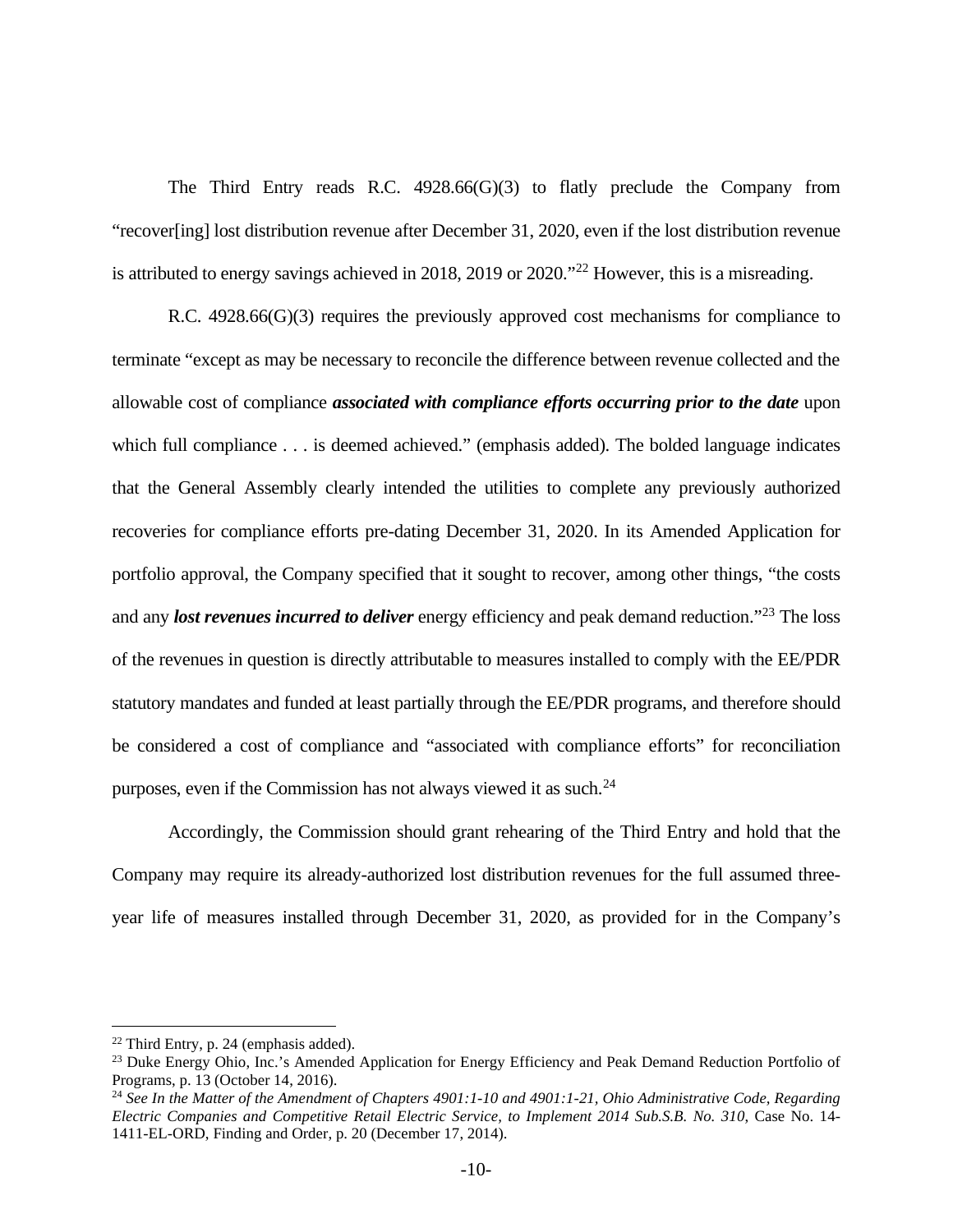The Third Entry reads R.C. 4928.66(G)(3) to flatly preclude the Company from "recover[ing] lost distribution revenue after December 31, 2020, even if the lost distribution revenue is attributed to energy savings achieved in 2018, 2019 or 2020."[22] However, this is a misreading.

R.C. 4928.66(G)(3) requires the previously approved cost mechanisms for compliance to terminate "except as may be necessary to reconcile the difference between revenue collected and the allowable cost of compliance ***associated with compliance efforts occurring prior to the date*** upon which full compliance . . . is deemed achieved." (emphasis added). The bolded language indicates that the General Assembly clearly intended the utilities to complete any previously authorized recoveries for compliance efforts pre-dating December 31, 2020. In its Amended Application for portfolio approval, the Company specified that it sought to recover, among other things, "the costs and any ***lost revenues incurred to deliver*** energy efficiency and peak demand reduction."[23] The loss of the revenues in question is directly attributable to measures installed to comply with the EE/PDR statutory mandates and funded at least partially through the EE/PDR programs, and therefore should be considered a cost of compliance and "associated with compliance efforts" for reconciliation purposes, even if the Commission has not always viewed it as such.[24]

Accordingly, the Commission should grant rehearing of the Third Entry and hold that the Company may require its already-authorized lost distribution revenues for the full assumed three-year life of measures installed through December 31, 2020, as provided for in the Company's

---

[22] Third Entry, p. 24 (emphasis added).

[23] Duke Energy Ohio, Inc.'s Amended Application for Energy Efficiency and Peak Demand Reduction Portfolio of Programs, p. 13 (October 14, 2016).

[24] *See In the Matter of the Amendment of Chapters 4901:1-10 and 4901:1-21, Ohio Administrative Code, Regarding Electric Companies and Competitive Retail Electric Service, to Implement 2014 Sub.S.B. No. 310*, Case No. 14-1411-EL-ORD, Finding and Order, p. 20 (December 17, 2014).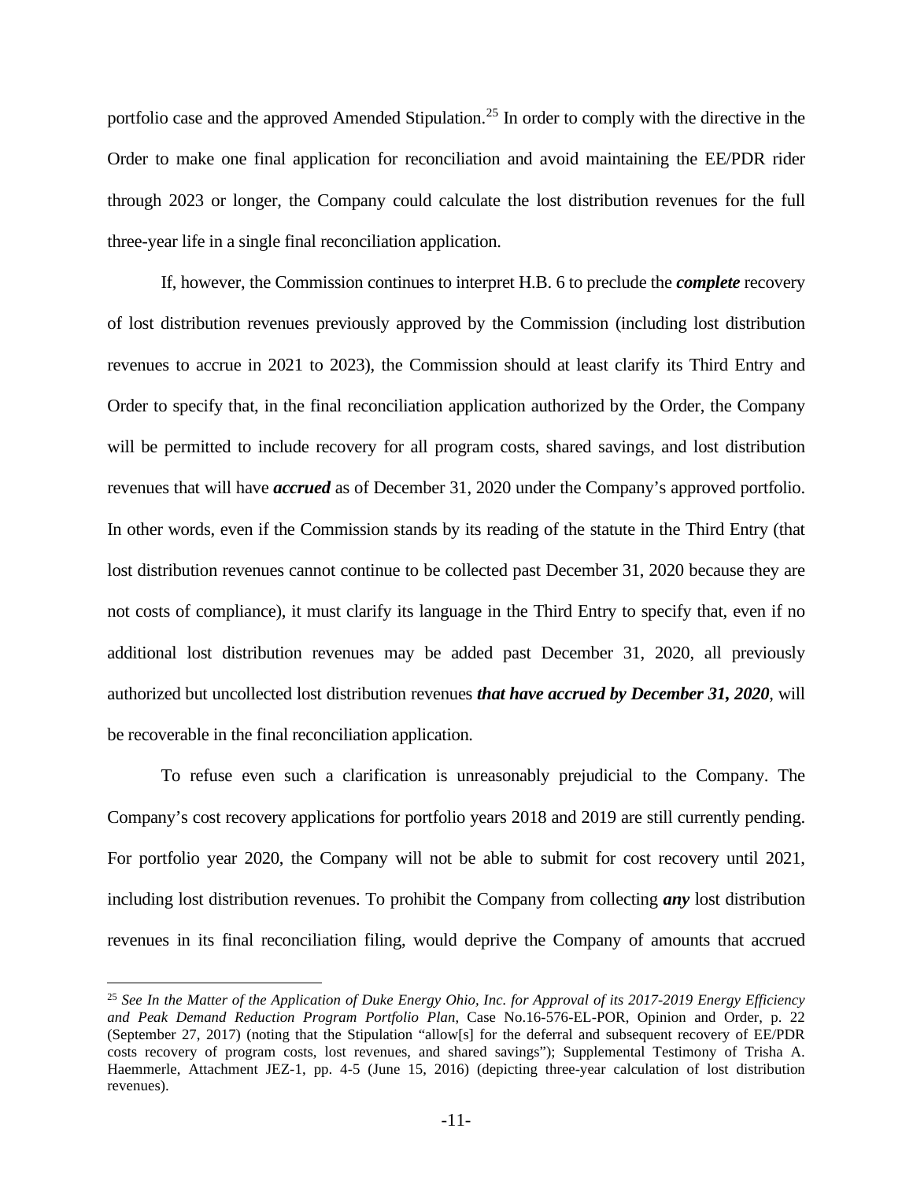portfolio case and the approved Amended Stipulation.[25] In order to comply with the directive in the Order to make one final application for reconciliation and avoid maintaining the EE/PDR rider through 2023 or longer, the Company could calculate the lost distribution revenues for the full three-year life in a single final reconciliation application.

If, however, the Commission continues to interpret H.B. 6 to preclude the ***complete*** recovery of lost distribution revenues previously approved by the Commission (including lost distribution revenues to accrue in 2021 to 2023), the Commission should at least clarify its Third Entry and Order to specify that, in the final reconciliation application authorized by the Order, the Company will be permitted to include recovery for all program costs, shared savings, and lost distribution revenues that will have ***accrued*** as of December 31, 2020 under the Company's approved portfolio. In other words, even if the Commission stands by its reading of the statute in the Third Entry (that lost distribution revenues cannot continue to be collected past December 31, 2020 because they are not costs of compliance), it must clarify its language in the Third Entry to specify that, even if no additional lost distribution revenues may be added past December 31, 2020, all previously authorized but uncollected lost distribution revenues ***that have accrued by December 31, 2020***, will be recoverable in the final reconciliation application.

To refuse even such a clarification is unreasonably prejudicial to the Company. The Company's cost recovery applications for portfolio years 2018 and 2019 are still currently pending. For portfolio year 2020, the Company will not be able to submit for cost recovery until 2021, including lost distribution revenues. To prohibit the Company from collecting ***any*** lost distribution revenues in its final reconciliation filing, would deprive the Company of amounts that accrued

---

[25] *See In the Matter of the Application of Duke Energy Ohio, Inc. for Approval of its 2017-2019 Energy Efficiency and Peak Demand Reduction Program Portfolio Plan*, Case No.16-576-EL-POR, Opinion and Order, p. 22 (September 27, 2017) (noting that the Stipulation "allow[s] for the deferral and subsequent recovery of EE/PDR costs recovery of program costs, lost revenues, and shared savings"); Supplemental Testimony of Trisha A. Haemmerle, Attachment JEZ-1, pp. 4-5 (June 15, 2016) (depicting three-year calculation of lost distribution revenues).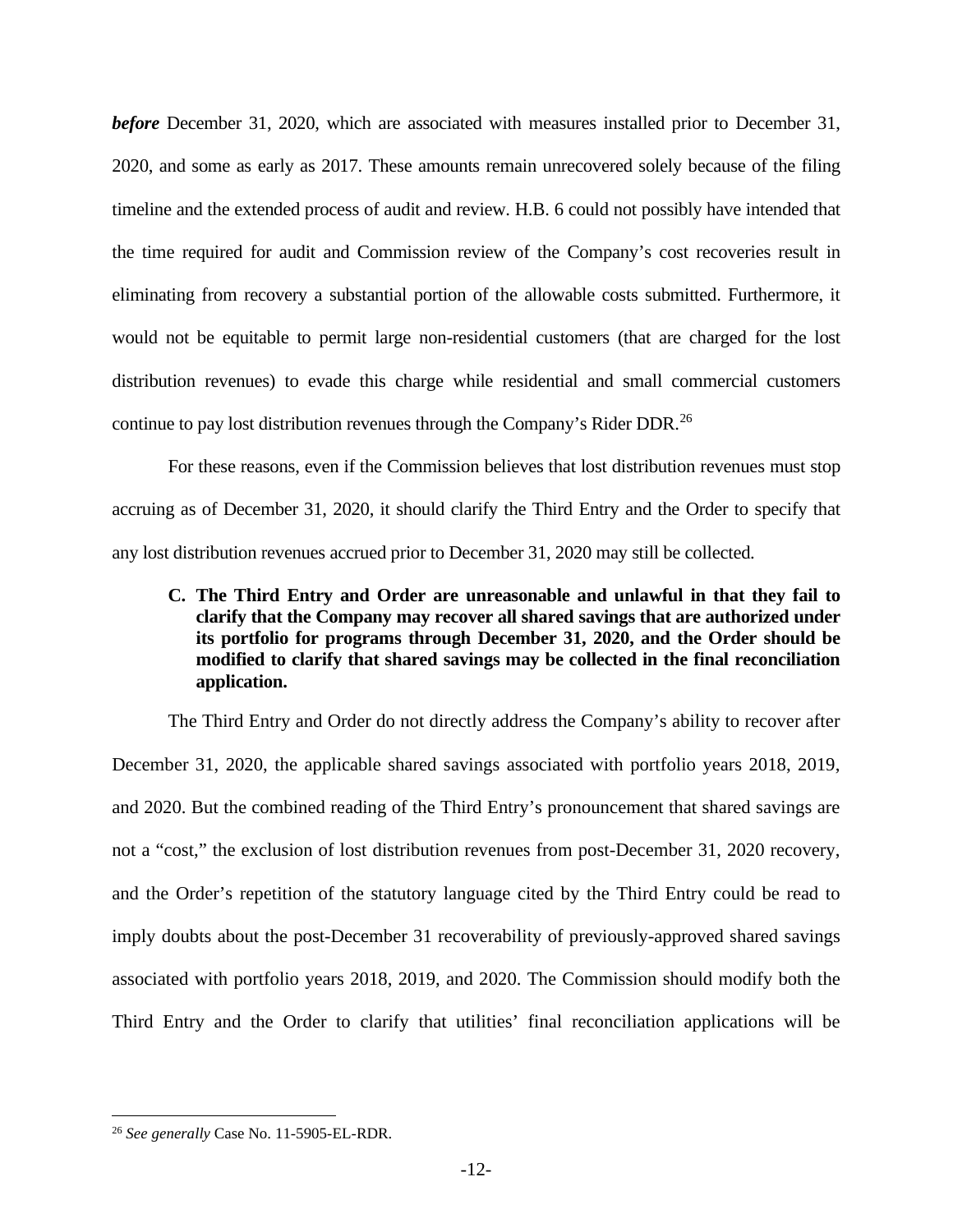***before*** December 31, 2020, which are associated with measures installed prior to December 31, 2020, and some as early as 2017. These amounts remain unrecovered solely because of the filing timeline and the extended process of audit and review. H.B. 6 could not possibly have intended that the time required for audit and Commission review of the Company's cost recoveries result in eliminating from recovery a substantial portion of the allowable costs submitted. Furthermore, it would not be equitable to permit large non-residential customers (that are charged for the lost distribution revenues) to evade this charge while residential and small commercial customers continue to pay lost distribution revenues through the Company's Rider DDR.[26]

For these reasons, even if the Commission believes that lost distribution revenues must stop accruing as of December 31, 2020, it should clarify the Third Entry and the Order to specify that any lost distribution revenues accrued prior to December 31, 2020 may still be collected.

### C. The Third Entry and Order are unreasonable and unlawful in that they fail to clarify that the Company may recover all shared savings that are authorized under its portfolio for programs through December 31, 2020, and the Order should be modified to clarify that shared savings may be collected in the final reconciliation application.

The Third Entry and Order do not directly address the Company's ability to recover after December 31, 2020, the applicable shared savings associated with portfolio years 2018, 2019, and 2020. But the combined reading of the Third Entry's pronouncement that shared savings are not a "cost," the exclusion of lost distribution revenues from post-December 31, 2020 recovery, and the Order's repetition of the statutory language cited by the Third Entry could be read to imply doubts about the post-December 31 recoverability of previously-approved shared savings associated with portfolio years 2018, 2019, and 2020. The Commission should modify both the Third Entry and the Order to clarify that utilities' final reconciliation applications will be

---

[26] *See generally* Case No. 11-5905-EL-RDR.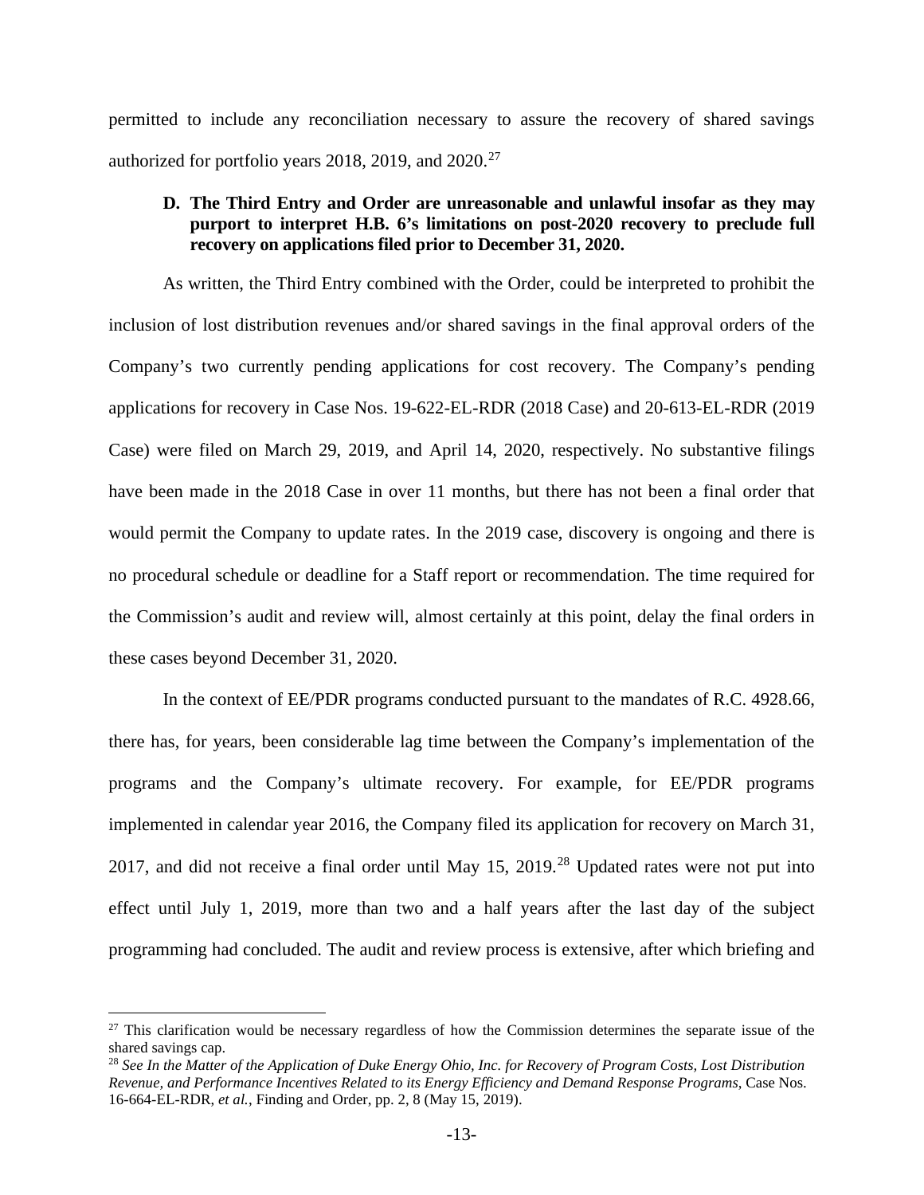permitted to include any reconciliation necessary to assure the recovery of shared savings authorized for portfolio years 2018, 2019, and 2020.[27]

**D. The Third Entry and Order are unreasonable and unlawful insofar as they may purport to interpret H.B. 6's limitations on post-2020 recovery to preclude full recovery on applications filed prior to December 31, 2020.**

As written, the Third Entry combined with the Order, could be interpreted to prohibit the inclusion of lost distribution revenues and/or shared savings in the final approval orders of the Company's two currently pending applications for cost recovery. The Company's pending applications for recovery in Case Nos. 19-622-EL-RDR (2018 Case) and 20-613-EL-RDR (2019 Case) were filed on March 29, 2019, and April 14, 2020, respectively. No substantive filings have been made in the 2018 Case in over 11 months, but there has not been a final order that would permit the Company to update rates. In the 2019 case, discovery is ongoing and there is no procedural schedule or deadline for a Staff report or recommendation. The time required for the Commission's audit and review will, almost certainly at this point, delay the final orders in these cases beyond December 31, 2020.

In the context of EE/PDR programs conducted pursuant to the mandates of R.C. 4928.66, there has, for years, been considerable lag time between the Company's implementation of the programs and the Company's ultimate recovery. For example, for EE/PDR programs implemented in calendar year 2016, the Company filed its application for recovery on March 31, 2017, and did not receive a final order until May 15, 2019.[28] Updated rates were not put into effect until July 1, 2019, more than two and a half years after the last day of the subject programming had concluded. The audit and review process is extensive, after which briefing and

---

[27] This clarification would be necessary regardless of how the Commission determines the separate issue of the shared savings cap.

[28] *See In the Matter of the Application of Duke Energy Ohio, Inc. for Recovery of Program Costs, Lost Distribution Revenue, and Performance Incentives Related to its Energy Efficiency and Demand Response Programs*, Case Nos. 16-664-EL-RDR, *et al.*, Finding and Order, pp. 2, 8 (May 15, 2019).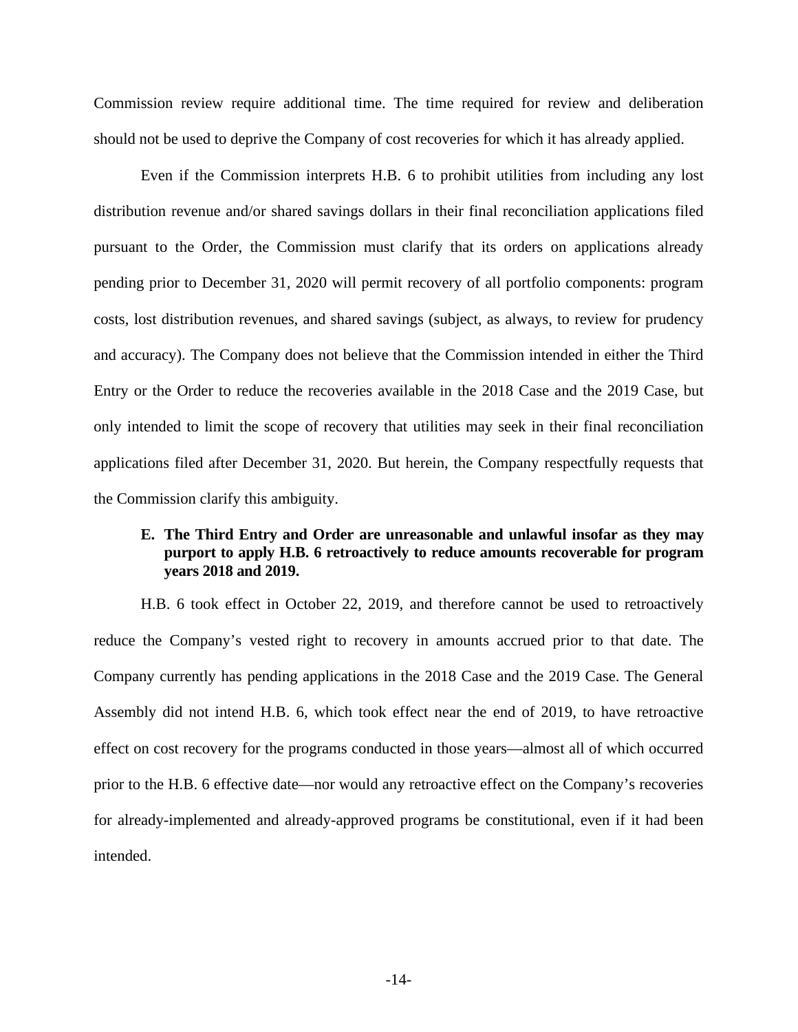Commission review require additional time. The time required for review and deliberation should not be used to deprive the Company of cost recoveries for which it has already applied.

Even if the Commission interprets H.B. 6 to prohibit utilities from including any lost distribution revenue and/or shared savings dollars in their final reconciliation applications filed pursuant to the Order, the Commission must clarify that its orders on applications already pending prior to December 31, 2020 will permit recovery of all portfolio components: program costs, lost distribution revenues, and shared savings (subject, as always, to review for prudency and accuracy). The Company does not believe that the Commission intended in either the Third Entry or the Order to reduce the recoveries available in the 2018 Case and the 2019 Case, but only intended to limit the scope of recovery that utilities may seek in their final reconciliation applications filed after December 31, 2020. But herein, the Company respectfully requests that the Commission clarify this ambiguity.

**E. The Third Entry and Order are unreasonable and unlawful insofar as they may purport to apply H.B. 6 retroactively to reduce amounts recoverable for program years 2018 and 2019.**

H.B. 6 took effect in October 22, 2019, and therefore cannot be used to retroactively reduce the Company's vested right to recovery in amounts accrued prior to that date. The Company currently has pending applications in the 2018 Case and the 2019 Case. The General Assembly did not intend H.B. 6, which took effect near the end of 2019, to have retroactive effect on cost recovery for the programs conducted in those years—almost all of which occurred prior to the H.B. 6 effective date—nor would any retroactive effect on the Company's recoveries for already-implemented and already-approved programs be constitutional, even if it had been intended.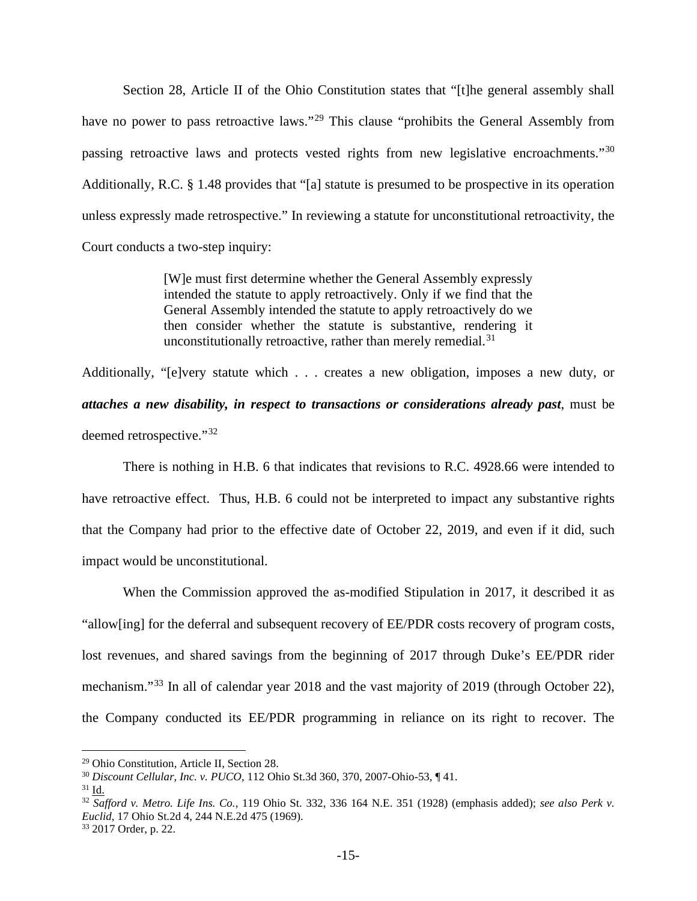Section 28, Article II of the Ohio Constitution states that "[t]he general assembly shall have no power to pass retroactive laws."[29] This clause "prohibits the General Assembly from passing retroactive laws and protects vested rights from new legislative encroachments."[30] Additionally, R.C. § 1.48 provides that "[a] statute is presumed to be prospective in its operation unless expressly made retrospective." In reviewing a statute for unconstitutional retroactivity, the Court conducts a two-step inquiry:

> [W]e must first determine whether the General Assembly expressly intended the statute to apply retroactively. Only if we find that the General Assembly intended the statute to apply retroactively do we then consider whether the statute is substantive, rendering it unconstitutionally retroactive, rather than merely remedial.[31]

Additionally, "[e]very statute which . . . creates a new obligation, imposes a new duty, or ***attaches a new disability, in respect to transactions or considerations already past***, must be deemed retrospective."[32]

There is nothing in H.B. 6 that indicates that revisions to R.C. 4928.66 were intended to have retroactive effect. Thus, H.B. 6 could not be interpreted to impact any substantive rights that the Company had prior to the effective date of October 22, 2019, and even if it did, such impact would be unconstitutional.

When the Commission approved the as-modified Stipulation in 2017, it described it as "allow[ing] for the deferral and subsequent recovery of EE/PDR costs recovery of program costs, lost revenues, and shared savings from the beginning of 2017 through Duke's EE/PDR rider mechanism."[33] In all of calendar year 2018 and the vast majority of 2019 (through October 22), the Company conducted its EE/PDR programming in reliance on its right to recover. The

---

[29] Ohio Constitution, Article II, Section 28.

[30] *Discount Cellular, Inc. v. PUCO*, 112 Ohio St.3d 360, 370, 2007-Ohio-53, ¶ 41.

[31] Id.

[32] *Safford v. Metro. Life Ins. Co.*, 119 Ohio St. 332, 336 164 N.E. 351 (1928) (emphasis added); *see also Perk v. Euclid*, 17 Ohio St.2d 4, 244 N.E.2d 475 (1969).

[33] 2017 Order, p. 22.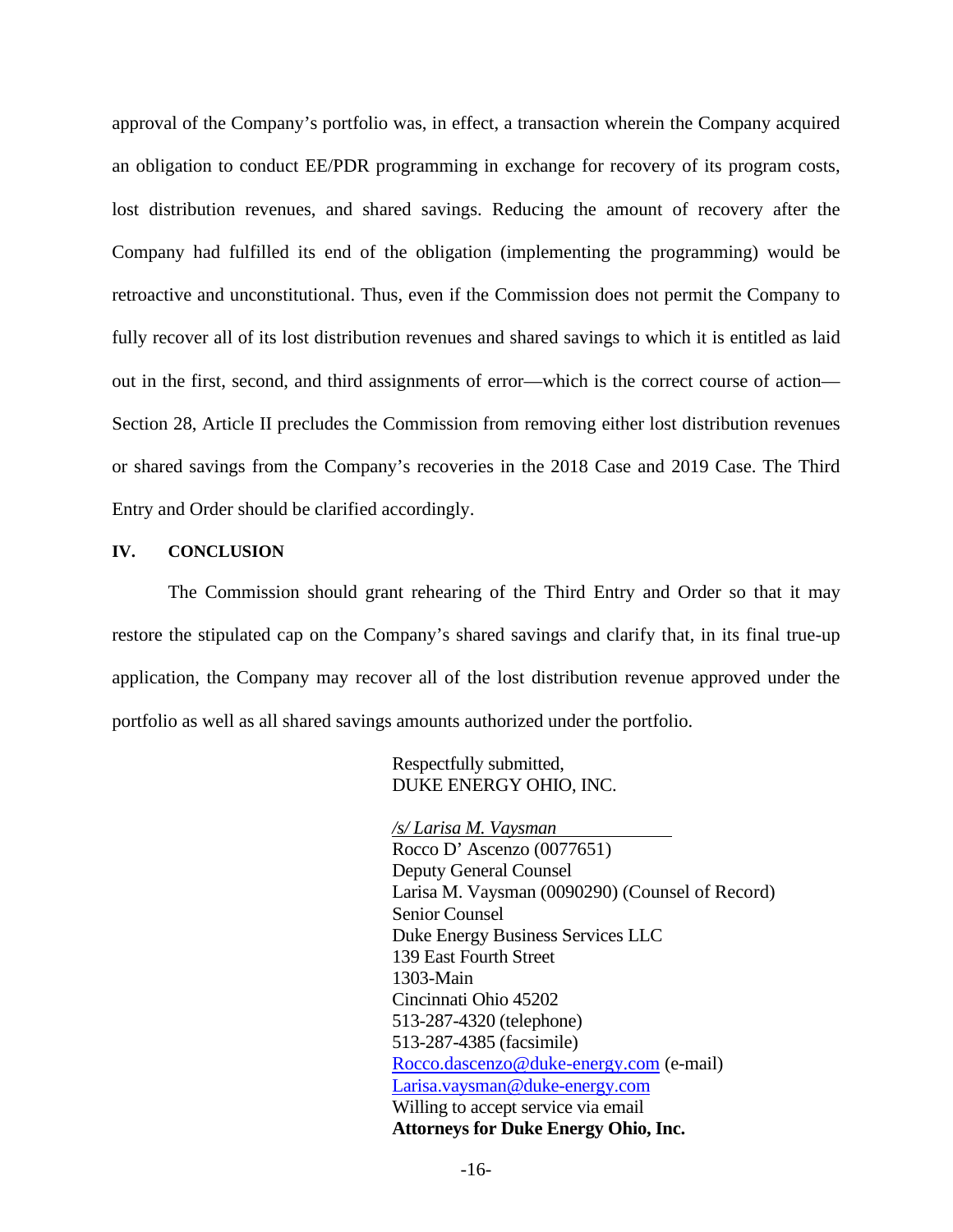approval of the Company's portfolio was, in effect, a transaction wherein the Company acquired an obligation to conduct EE/PDR programming in exchange for recovery of its program costs, lost distribution revenues, and shared savings. Reducing the amount of recovery after the Company had fulfilled its end of the obligation (implementing the programming) would be retroactive and unconstitutional. Thus, even if the Commission does not permit the Company to fully recover all of its lost distribution revenues and shared savings to which it is entitled as laid out in the first, second, and third assignments of error—which is the correct course of action—Section 28, Article II precludes the Commission from removing either lost distribution revenues or shared savings from the Company's recoveries in the 2018 Case and 2019 Case. The Third Entry and Order should be clarified accordingly.

## IV. CONCLUSION

The Commission should grant rehearing of the Third Entry and Order so that it may restore the stipulated cap on the Company's shared savings and clarify that, in its final true-up application, the Company may recover all of the lost distribution revenue approved under the portfolio as well as all shared savings amounts authorized under the portfolio.

Respectfully submitted,
DUKE ENERGY OHIO, INC.

*/s/ Larisa M. Vaysman*
Rocco D' Ascenzo (0077651)
Deputy General Counsel
Larisa M. Vaysman (0090290) (Counsel of Record)
Senior Counsel
Duke Energy Business Services LLC
139 East Fourth Street
1303-Main
Cincinnati Ohio 45202
513-287-4320 (telephone)
513-287-4385 (facsimile)
Rocco.dascenzo@duke-energy.com (e-mail)
Larisa.vaysman@duke-energy.com
Willing to accept service via email
**Attorneys for Duke Energy Ohio, Inc.**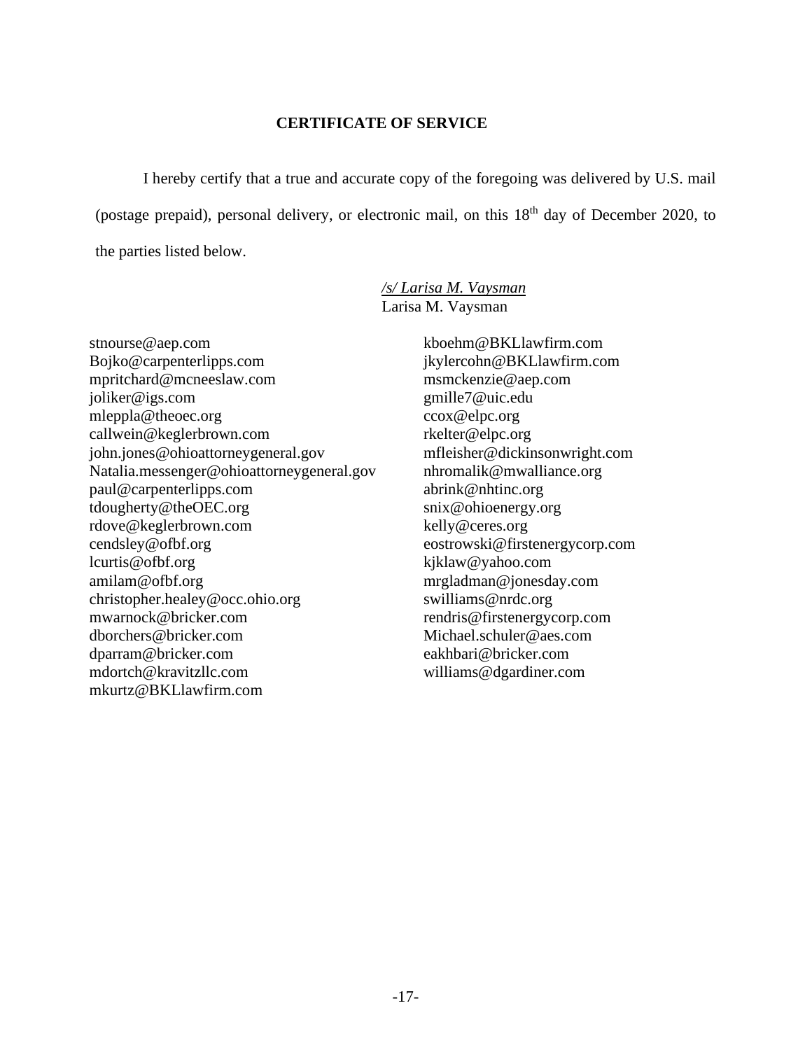**CERTIFICATE OF SERVICE**

I hereby certify that a true and accurate copy of the foregoing was delivered by U.S. mail (postage prepaid), personal delivery, or electronic mail, on this 18th day of December 2020, to the parties listed below.

*/s/ Larisa M. Vaysman*
Larisa M. Vaysman

stnourse@aep.com
Bojko@carpenterlipps.com
mpritchard@mcneeslaw.com
joliker@igs.com
mleppla@theoec.org
callwein@keglerbrown.com
john.jones@ohioattorneygeneral.gov
Natalia.messenger@ohioattorneygeneral.gov
paul@carpenterlipps.com
tdougherty@theOEC.org
rdove@keglerbrown.com
cendsley@ofbf.org
lcurtis@ofbf.org
amilam@ofbf.org
christopher.healey@occ.ohio.org
mwarnock@bricker.com
dborchers@bricker.com
dparram@bricker.com
mdortch@kravitzllc.com
mkurtz@BKLlawfirm.com
kboehm@BKLlawfirm.com
jkylercohn@BKLlawfirm.com
msmckenzie@aep.com
gmille7@uic.edu
ccox@elpc.org
rkelter@elpc.org
mfleisher@dickinsonwright.com
nhromalik@mwalliance.org
abrink@nhtinc.org
snix@ohioenergy.org
kelly@ceres.org
eostrowski@firstenergycorp.com
kjklaw@yahoo.com
mrgladman@jonesday.com
swilliams@nrdc.org
rendris@firstenergycorp.com
Michael.schuler@aes.com
eakhbari@bricker.com
williams@dgardiner.com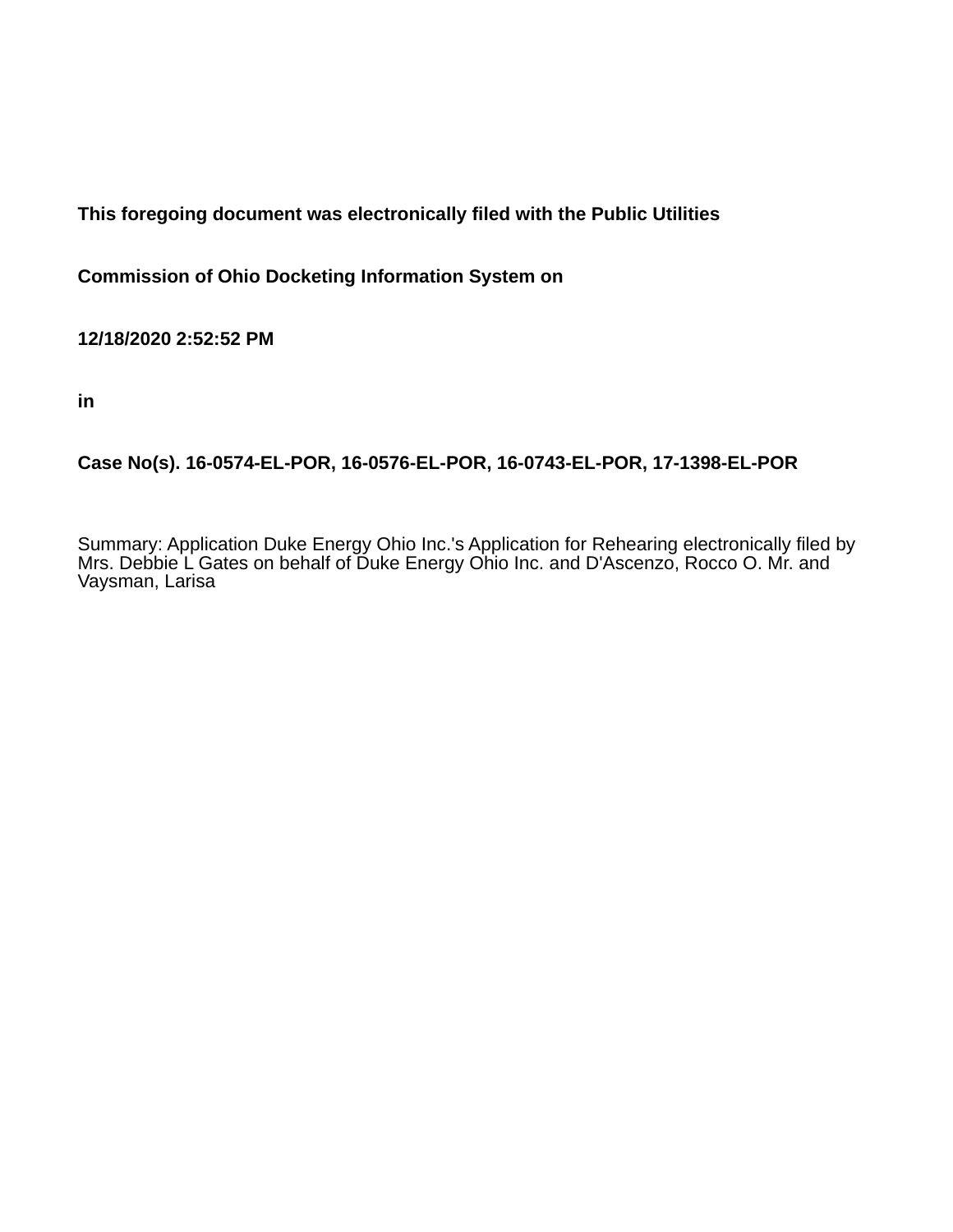**This foregoing document was electronically filed with the Public Utilities**

**Commission of Ohio Docketing Information System on**

**12/18/2020 2:52:52 PM**

**in**

**Case No(s). 16-0574-EL-POR, 16-0576-EL-POR, 16-0743-EL-POR, 17-1398-EL-POR**

Summary: Application Duke Energy Ohio Inc.'s Application for Rehearing electronically filed by Mrs. Debbie L Gates on behalf of Duke Energy Ohio Inc. and D'Ascenzo, Rocco O. Mr. and Vaysman, Larisa